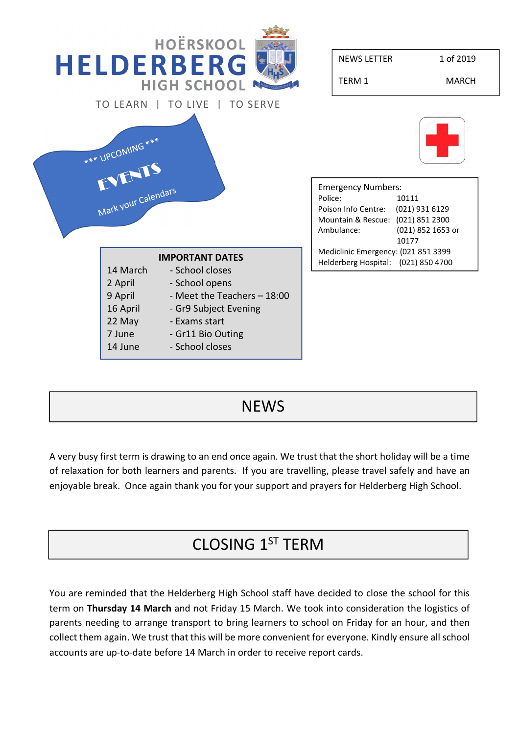# HOËRSKOOL HELDERBERG HIGH SCHOOL

TO LEARN | TO LIVE | TO SERVE

| NEWS LETTER | 1 of 2019 |
|---|---|
| TERM 1 | MARCH |

*** UPCOMING ***

**EVENTS**

Mark your Calendars

**IMPORTANT DATES**

| | |
|---|---|
| 14 March | - School closes |
| 2 April | - School opens |
| 9 April | - Meet the Teachers – 18:00 |
| 16 April | - Gr9 Subject Evening |
| 22 May | - Exams start |
| 7 June | - Gr11 Bio Outing |
| 14 June | - School closes |

Emergency Numbers:

| | |
|---|---|
| Police: | 10111 |
| Poison Info Centre: | (021) 931 6129 |
| Mountain & Rescue: | (021) 851 2300 |
| Ambulance: | (021) 852 1653 or 10177 |
| Mediclinic Emergency: | (021 851 3399 |
| Helderberg Hospital: | (021) 850 4700 |

## NEWS

A very busy first term is drawing to an end once again. We trust that the short holiday will be a time of relaxation for both learners and parents. If you are travelling, please travel safely and have an enjoyable break. Once again thank you for your support and prayers for Helderberg High School.

## CLOSING 1ST TERM

You are reminded that the Helderberg High School staff have decided to close the school for this term on **Thursday 14 March** and not Friday 15 March. We took into consideration the logistics of parents needing to arrange transport to bring learners to school on Friday for an hour, and then collect them again. We trust that this will be more convenient for everyone. Kindly ensure all school accounts are up-to-date before 14 March in order to receive report cards.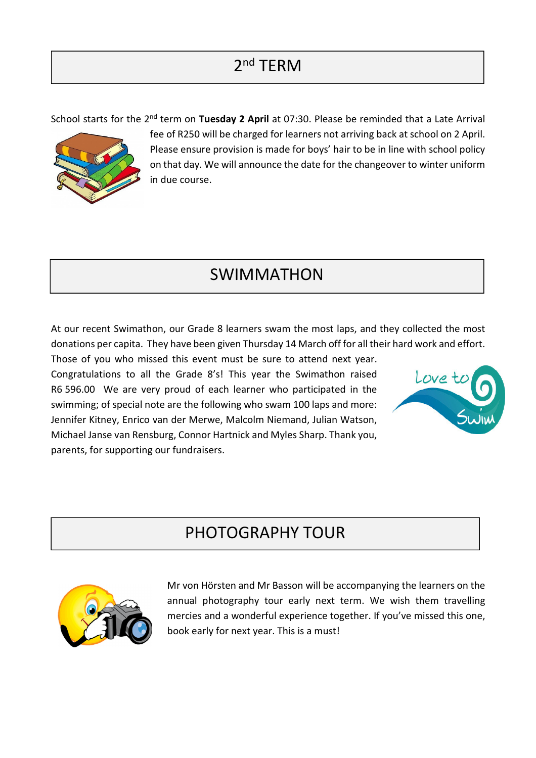## 2nd TERM

School starts for the 2nd term on **Tuesday 2 April** at 07:30. Please be reminded that a Late Arrival fee of R250 will be charged for learners not arriving back at school on 2 April. Please ensure provision is made for boys' hair to be in line with school policy on that day. We will announce the date for the changeover to winter uniform in due course.

## SWIMMATHON

At our recent Swimathon, our Grade 8 learners swam the most laps, and they collected the most donations per capita. They have been given Thursday 14 March off for all their hard work and effort. Those of you who missed this event must be sure to attend next year. Congratulations to all the Grade 8's! This year the Swimathon raised R6 596.00 We are very proud of each learner who participated in the swimming; of special note are the following who swam 100 laps and more: Jennifer Kitney, Enrico van der Merwe, Malcolm Niemand, Julian Watson, Michael Janse van Rensburg, Connor Hartnick and Myles Sharp. Thank you, parents, for supporting our fundraisers.

## PHOTOGRAPHY TOUR

Mr von Hörsten and Mr Basson will be accompanying the learners on the annual photography tour early next term. We wish them travelling mercies and a wonderful experience together. If you've missed this one, book early for next year. This is a must!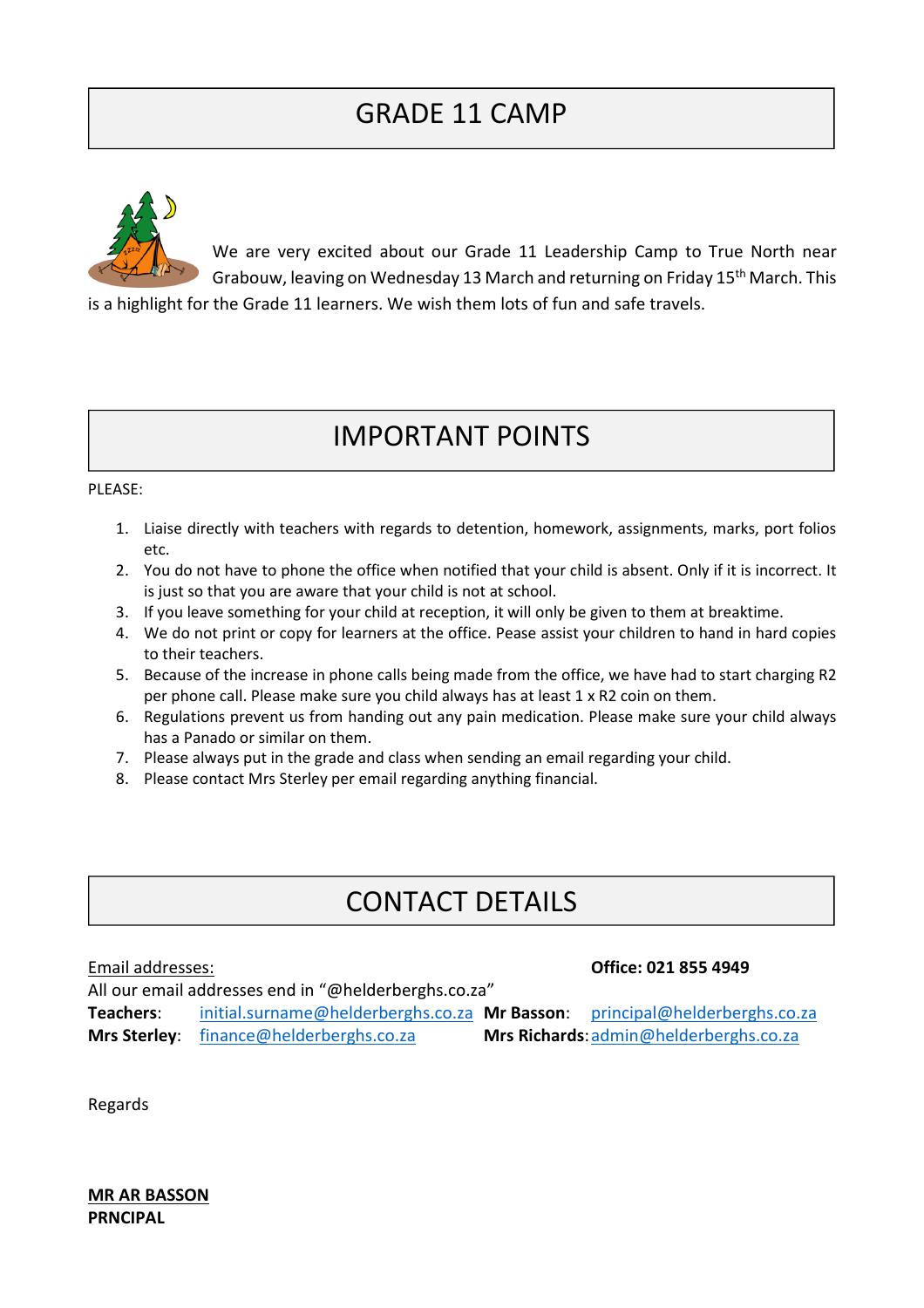# GRADE 11 CAMP

We are very excited about our Grade 11 Leadership Camp to True North near Grabouw, leaving on Wednesday 13 March and returning on Friday 15th March. This is a highlight for the Grade 11 learners. We wish them lots of fun and safe travels.

# IMPORTANT POINTS

PLEASE:

1. Liaise directly with teachers with regards to detention, homework, assignments, marks, port folios etc.
2. You do not have to phone the office when notified that your child is absent. Only if it is incorrect. It is just so that you are aware that your child is not at school.
3. If you leave something for your child at reception, it will only be given to them at breaktime.
4. We do not print or copy for learners at the office. Pease assist your children to hand in hard copies to their teachers.
5. Because of the increase in phone calls being made from the office, we have had to start charging R2 per phone call. Please make sure you child always has at least 1 x R2 coin on them.
6. Regulations prevent us from handing out any pain medication. Please make sure your child always has a Panado or similar on them.
7. Please always put in the grade and class when sending an email regarding your child.
8. Please contact Mrs Sterley per email regarding anything financial.

# CONTACT DETAILS

Email addresses:

All our email addresses end in "@helderberghs.co.za"

**Teachers**: initial.surname@helderberghs.co.za

**Mrs Sterley**: finance@helderberghs.co.za

**Office: 021 855 4949**

**Mr Basson**: principal@helderberghs.co.za

**Mrs Richards**: admin@helderberghs.co.za

Regards

**MR AR BASSON**
**PRNCIPAL**